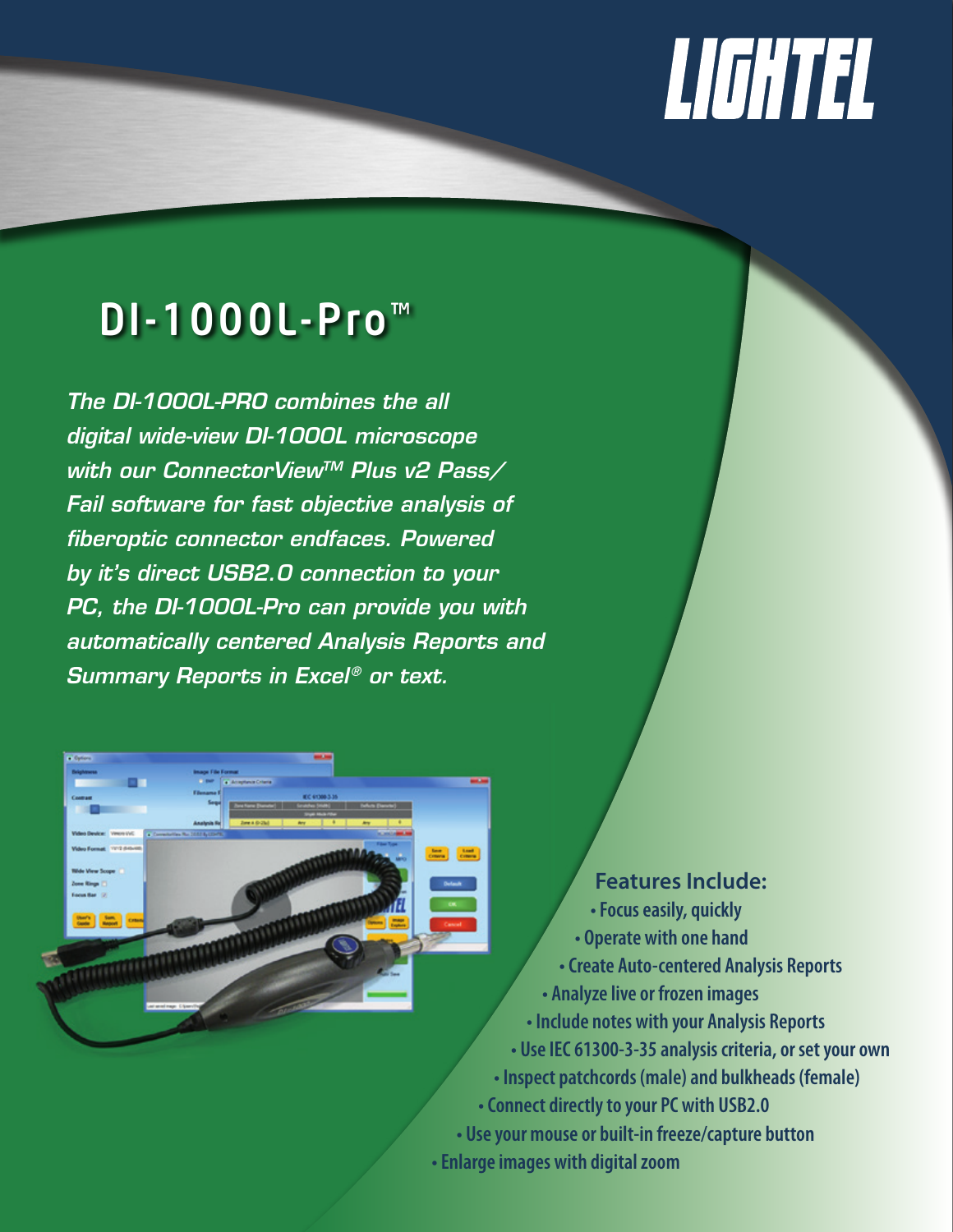LIGHTEL

# DI-1000L-Pro™

*The DI-1000L-PRO combines the all digital wide-view DI-1000L microscope with our ConnectorView™ Plus v2 Pass/Fail software for fast objective analysis of fiberoptic connector endfaces. Powered by it's direct USB2.0 connection to your PC, the DI-1000L-Pro can provide you with automatically centered Analysis Reports and Summary Reports in Excel® or text.*

## Features Include:

- Focus easily, quickly
- Operate with one hand
- Create Auto-centered Analysis Reports
- Analyze live or frozen images
- Include notes with your Analysis Reports
- Use IEC 61300-3-35 analysis criteria, or set your own
- Inspect patchcords (male) and bulkheads (female)
- Connect directly to your PC with USB2.0
- Use your mouse or built-in freeze/capture button
- Enlarge images with digital zoom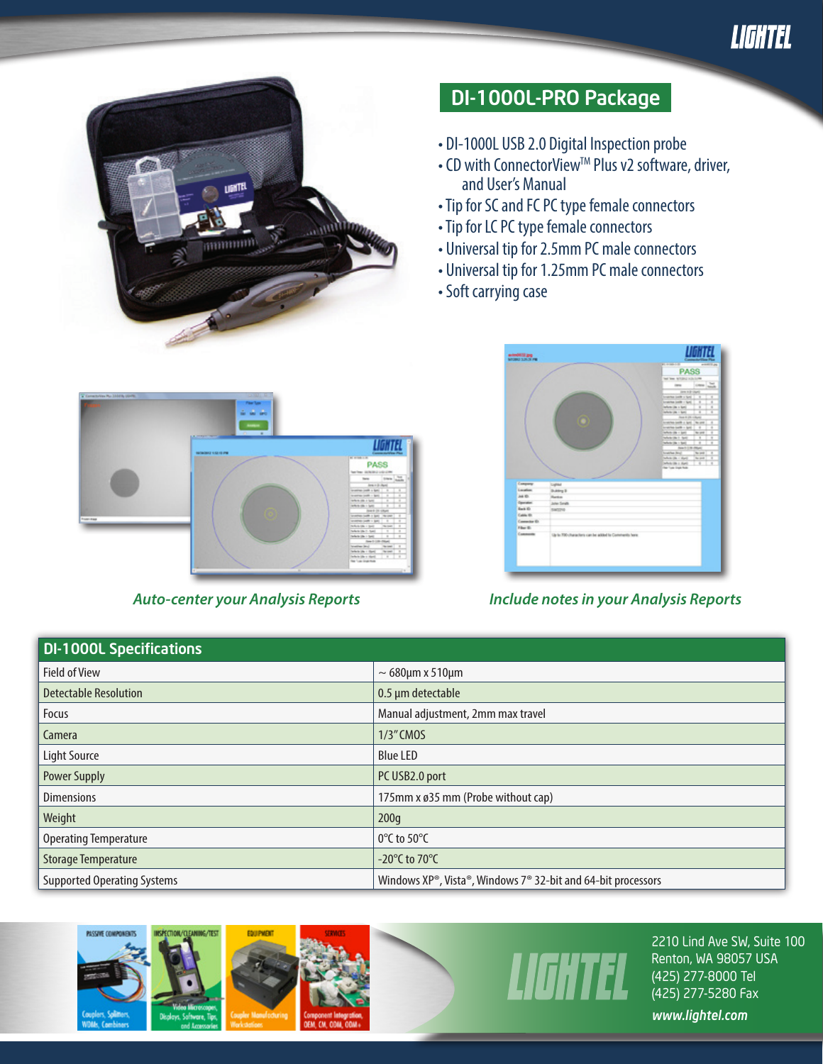## DI-1000L-PRO Package

- DI-1000L USB 2.0 Digital Inspection probe
- CD with ConnectorView™ Plus v2 software, driver, and User's Manual
- Tip for SC and FC PC type female connectors
- Tip for LC PC type female connectors
- Universal tip for 2.5mm PC male connectors
- Universal tip for 1.25mm PC male connectors
- Soft carrying case

*Auto-center your Analysis Reports*

*Include notes in your Analysis Reports*

## DI-1000L Specifications

| | |
|---|---|
| Field of View | ~ 680µm x 510µm |
| Detectable Resolution | 0.5 µm detectable |
| Focus | Manual adjustment, 2mm max travel |
| Camera | 1/3" CMOS |
| Light Source | Blue LED |
| Power Supply | PC USB2.0 port |
| Dimensions | 175mm x ø35 mm (Probe without cap) |
| Weight | 200g |
| Operating Temperature | 0°C to 50°C |
| Storage Temperature | -20°C to 70°C |
| Supported Operating Systems | Windows XP®, Vista®, Windows 7® 32-bit and 64-bit processors |

PASSIVE COMPONENTS — Couplers, Splitters, WDMs, Combiners

INSPECTION/CLEANING/TEST — Video Microscopes, Displays, Software, Tips, and Accessories

EQUIPMENT — Coupler Manufacturing Workstations

SERVICES — Component Integration, OEM, CM, ODM, ODM+

LIGHTEL

2210 Lind Ave SW, Suite 100
Renton, WA 98057 USA
(425) 277-8000 Tel
(425) 277-5280 Fax
**www.lightel.com**